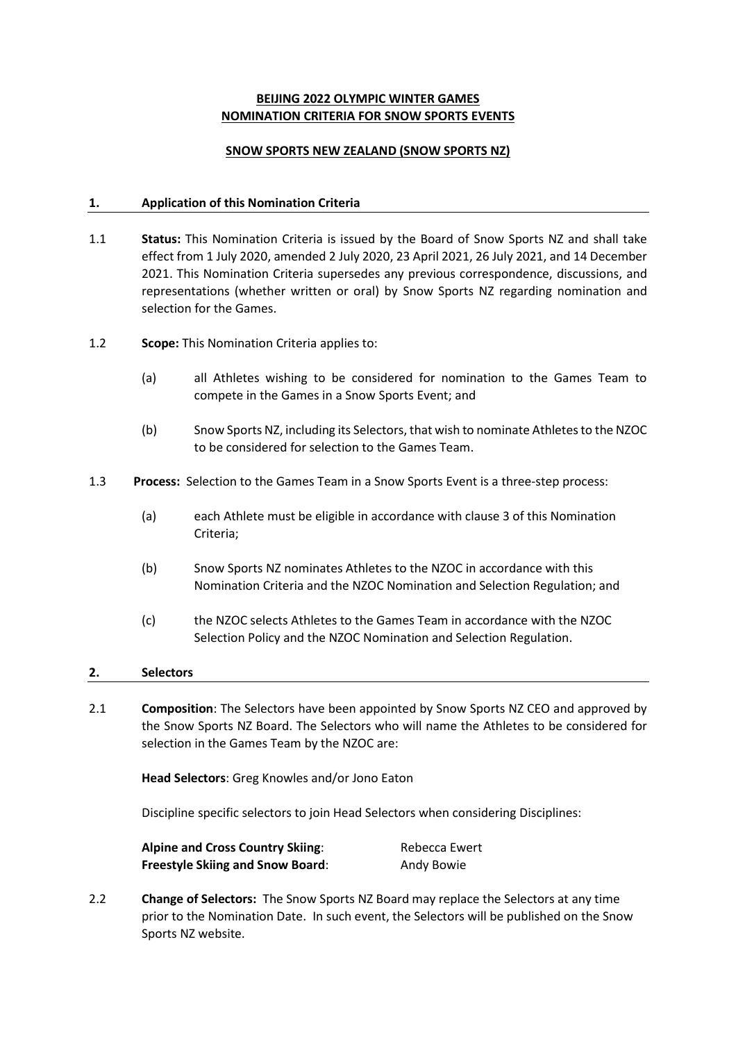**BEIJING 2022 OLYMPIC WINTER GAMES**
**NOMINATION CRITERIA FOR SNOW SPORTS EVENTS**

**SNOW SPORTS NEW ZEALAND (SNOW SPORTS NZ)**

## 1. Application of this Nomination Criteria

1.1 **Status:** This Nomination Criteria is issued by the Board of Snow Sports NZ and shall take effect from 1 July 2020, amended 2 July 2020, 23 April 2021, 26 July 2021, and 14 December 2021. This Nomination Criteria supersedes any previous correspondence, discussions, and representations (whether written or oral) by Snow Sports NZ regarding nomination and selection for the Games.

1.2 **Scope:** This Nomination Criteria applies to:

(a) all Athletes wishing to be considered for nomination to the Games Team to compete in the Games in a Snow Sports Event; and

(b) Snow Sports NZ, including its Selectors, that wish to nominate Athletes to the NZOC to be considered for selection to the Games Team.

1.3 **Process:** Selection to the Games Team in a Snow Sports Event is a three-step process:

(a) each Athlete must be eligible in accordance with clause 3 of this Nomination Criteria;

(b) Snow Sports NZ nominates Athletes to the NZOC in accordance with this Nomination Criteria and the NZOC Nomination and Selection Regulation; and

(c) the NZOC selects Athletes to the Games Team in accordance with the NZOC Selection Policy and the NZOC Nomination and Selection Regulation.

## 2. Selectors

2.1 **Composition**: The Selectors have been appointed by Snow Sports NZ CEO and approved by the Snow Sports NZ Board. The Selectors who will name the Athletes to be considered for selection in the Games Team by the NZOC are:

**Head Selectors**: Greg Knowles and/or Jono Eaton

Discipline specific selectors to join Head Selectors when considering Disciplines:

**Alpine and Cross Country Skiing**: Rebecca Ewert
**Freestyle Skiing and Snow Board**: Andy Bowie

2.2 **Change of Selectors:** The Snow Sports NZ Board may replace the Selectors at any time prior to the Nomination Date. In such event, the Selectors will be published on the Snow Sports NZ website.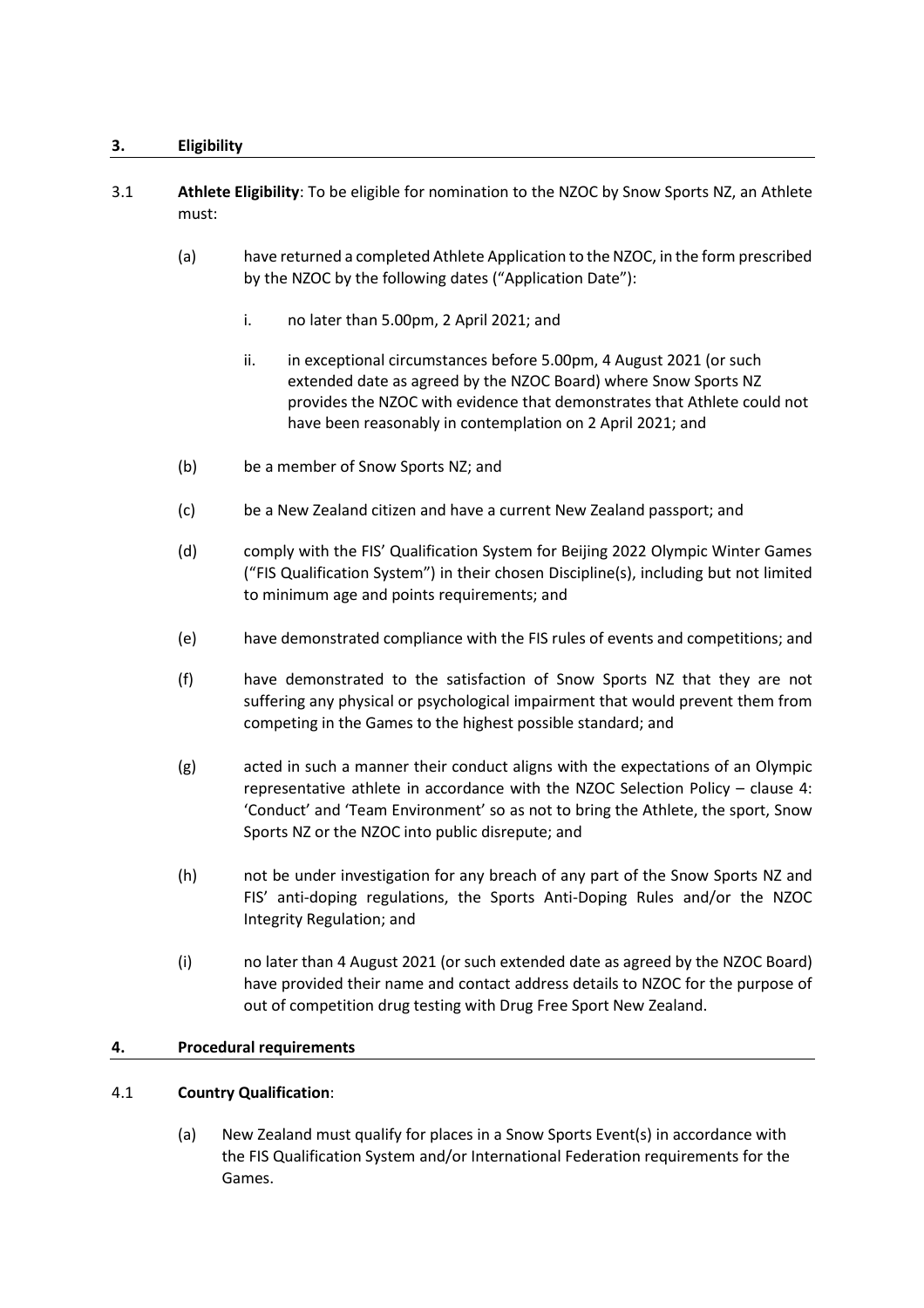## 3. Eligibility

3.1 **Athlete Eligibility**: To be eligible for nomination to the NZOC by Snow Sports NZ, an Athlete must:

(a) have returned a completed Athlete Application to the NZOC, in the form prescribed by the NZOC by the following dates ("Application Date"):

i. no later than 5.00pm, 2 April 2021; and

ii. in exceptional circumstances before 5.00pm, 4 August 2021 (or such extended date as agreed by the NZOC Board) where Snow Sports NZ provides the NZOC with evidence that demonstrates that Athlete could not have been reasonably in contemplation on 2 April 2021; and

(b) be a member of Snow Sports NZ; and

(c) be a New Zealand citizen and have a current New Zealand passport; and

(d) comply with the FIS' Qualification System for Beijing 2022 Olympic Winter Games ("FIS Qualification System") in their chosen Discipline(s), including but not limited to minimum age and points requirements; and

(e) have demonstrated compliance with the FIS rules of events and competitions; and

(f) have demonstrated to the satisfaction of Snow Sports NZ that they are not suffering any physical or psychological impairment that would prevent them from competing in the Games to the highest possible standard; and

(g) acted in such a manner their conduct aligns with the expectations of an Olympic representative athlete in accordance with the NZOC Selection Policy – clause 4: 'Conduct' and 'Team Environment' so as not to bring the Athlete, the sport, Snow Sports NZ or the NZOC into public disrepute; and

(h) not be under investigation for any breach of any part of the Snow Sports NZ and FIS' anti-doping regulations, the Sports Anti-Doping Rules and/or the NZOC Integrity Regulation; and

(i) no later than 4 August 2021 (or such extended date as agreed by the NZOC Board) have provided their name and contact address details to NZOC for the purpose of out of competition drug testing with Drug Free Sport New Zealand.

## 4. Procedural requirements

4.1 **Country Qualification**:

(a) New Zealand must qualify for places in a Snow Sports Event(s) in accordance with the FIS Qualification System and/or International Federation requirements for the Games.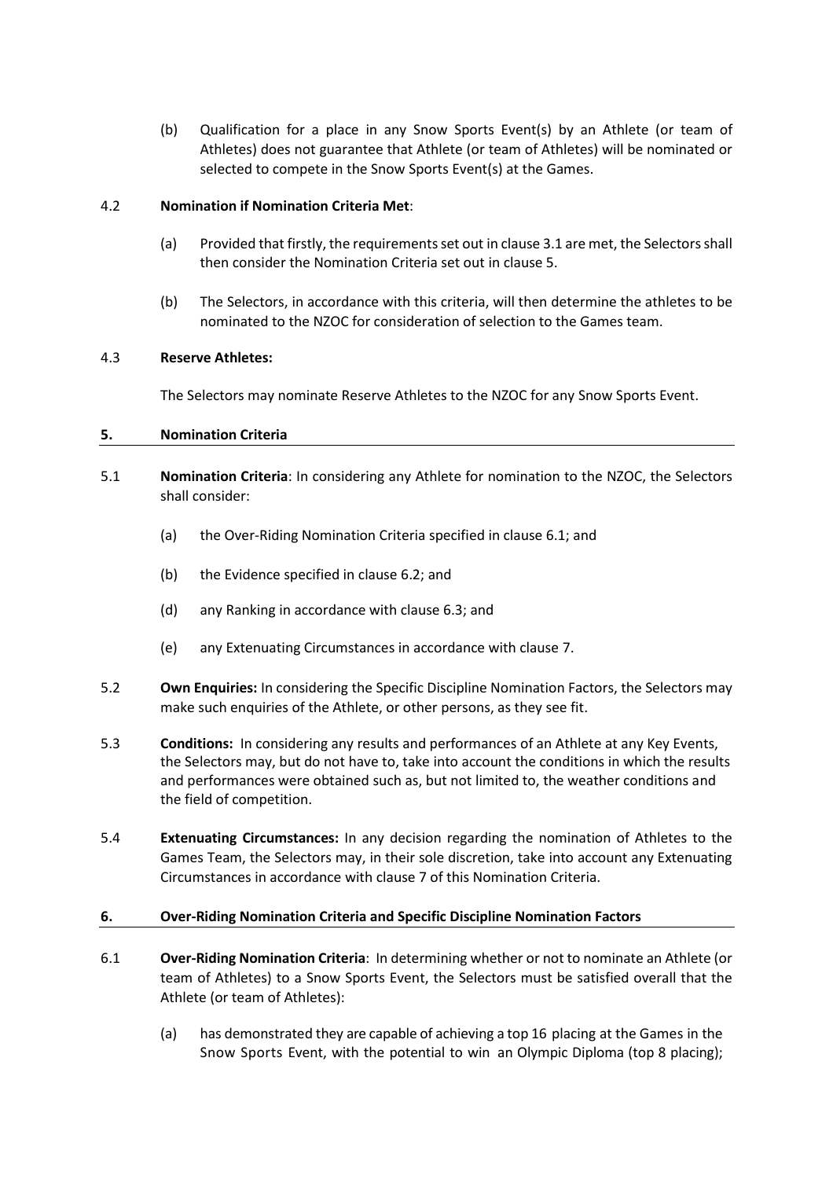(b) Qualification for a place in any Snow Sports Event(s) by an Athlete (or team of Athletes) does not guarantee that Athlete (or team of Athletes) will be nominated or selected to compete in the Snow Sports Event(s) at the Games.

4.2 **Nomination if Nomination Criteria Met**:

(a) Provided that firstly, the requirements set out in clause 3.1 are met, the Selectors shall then consider the Nomination Criteria set out in clause 5.

(b) The Selectors, in accordance with this criteria, will then determine the athletes to be nominated to the NZOC for consideration of selection to the Games team.

4.3 **Reserve Athletes:**

The Selectors may nominate Reserve Athletes to the NZOC for any Snow Sports Event.

## 5. Nomination Criteria

5.1 **Nomination Criteria**: In considering any Athlete for nomination to the NZOC, the Selectors shall consider:

(a) the Over-Riding Nomination Criteria specified in clause 6.1; and

(b) the Evidence specified in clause 6.2; and

(d) any Ranking in accordance with clause 6.3; and

(e) any Extenuating Circumstances in accordance with clause 7.

5.2 **Own Enquiries:** In considering the Specific Discipline Nomination Factors, the Selectors may make such enquiries of the Athlete, or other persons, as they see fit.

5.3 **Conditions:** In considering any results and performances of an Athlete at any Key Events, the Selectors may, but do not have to, take into account the conditions in which the results and performances were obtained such as, but not limited to, the weather conditions and the field of competition.

5.4 **Extenuating Circumstances:** In any decision regarding the nomination of Athletes to the Games Team, the Selectors may, in their sole discretion, take into account any Extenuating Circumstances in accordance with clause 7 of this Nomination Criteria.

## 6. Over-Riding Nomination Criteria and Specific Discipline Nomination Factors

6.1 **Over-Riding Nomination Criteria**: In determining whether or not to nominate an Athlete (or team of Athletes) to a Snow Sports Event, the Selectors must be satisfied overall that the Athlete (or team of Athletes):

(a) has demonstrated they are capable of achieving a top 16 placing at the Games in the Snow Sports Event, with the potential to win an Olympic Diploma (top 8 placing);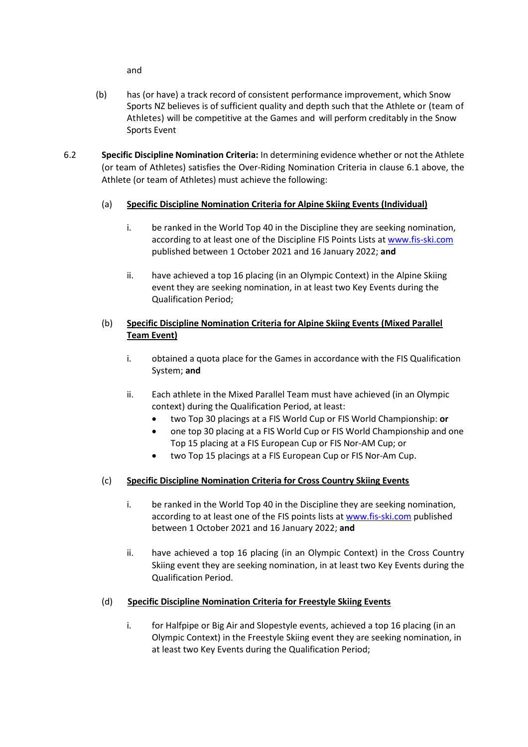and

(b) has (or have) a track record of consistent performance improvement, which Snow Sports NZ believes is of sufficient quality and depth such that the Athlete or (team of Athletes) will be competitive at the Games and will perform creditably in the Snow Sports Event

6.2 **Specific Discipline Nomination Criteria:** In determining evidence whether or not the Athlete (or team of Athletes) satisfies the Over-Riding Nomination Criteria in clause 6.1 above, the Athlete (or team of Athletes) must achieve the following:

(a) **Specific Discipline Nomination Criteria for Alpine Skiing Events (Individual)**

i. be ranked in the World Top 40 in the Discipline they are seeking nomination, according to at least one of the Discipline FIS Points Lists at www.fis-ski.com published between 1 October 2021 and 16 January 2022; **and**

ii. have achieved a top 16 placing (in an Olympic Context) in the Alpine Skiing event they are seeking nomination, in at least two Key Events during the Qualification Period;

(b) **Specific Discipline Nomination Criteria for Alpine Skiing Events (Mixed Parallel Team Event)**

i. obtained a quota place for the Games in accordance with the FIS Qualification System; **and**

ii. Each athlete in the Mixed Parallel Team must have achieved (in an Olympic context) during the Qualification Period, at least:
   - two Top 30 placings at a FIS World Cup or FIS World Championship: **or**
   - one top 30 placing at a FIS World Cup or FIS World Championship and one Top 15 placing at a FIS European Cup or FIS Nor-AM Cup; or
   - two Top 15 placings at a FIS European Cup or FIS Nor-Am Cup.

(c) **Specific Discipline Nomination Criteria for Cross Country Skiing Events**

i. be ranked in the World Top 40 in the Discipline they are seeking nomination, according to at least one of the FIS points lists at www.fis-ski.com published between 1 October 2021 and 16 January 2022; **and**

ii. have achieved a top 16 placing (in an Olympic Context) in the Cross Country Skiing event they are seeking nomination, in at least two Key Events during the Qualification Period.

(d) **Specific Discipline Nomination Criteria for Freestyle Skiing Events**

i. for Halfpipe or Big Air and Slopestyle events, achieved a top 16 placing (in an Olympic Context) in the Freestyle Skiing event they are seeking nomination, in at least two Key Events during the Qualification Period;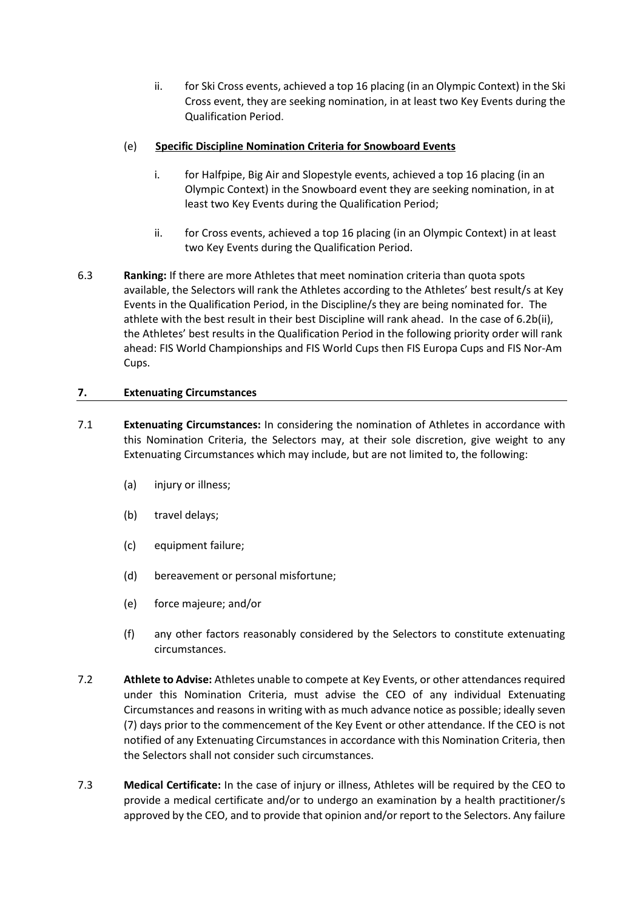ii. for Ski Cross events, achieved a top 16 placing (in an Olympic Context) in the Ski Cross event, they are seeking nomination, in at least two Key Events during the Qualification Period.

(e) **Specific Discipline Nomination Criteria for Snowboard Events**

i. for Halfpipe, Big Air and Slopestyle events, achieved a top 16 placing (in an Olympic Context) in the Snowboard event they are seeking nomination, in at least two Key Events during the Qualification Period;

ii. for Cross events, achieved a top 16 placing (in an Olympic Context) in at least two Key Events during the Qualification Period.

6.3 **Ranking:** If there are more Athletes that meet nomination criteria than quota spots available, the Selectors will rank the Athletes according to the Athletes' best result/s at Key Events in the Qualification Period, in the Discipline/s they are being nominated for. The athlete with the best result in their best Discipline will rank ahead. In the case of 6.2b(ii), the Athletes' best results in the Qualification Period in the following priority order will rank ahead: FIS World Championships and FIS World Cups then FIS Europa Cups and FIS Nor-Am Cups.

## 7. Extenuating Circumstances

7.1 **Extenuating Circumstances:** In considering the nomination of Athletes in accordance with this Nomination Criteria, the Selectors may, at their sole discretion, give weight to any Extenuating Circumstances which may include, but are not limited to, the following:

(a) injury or illness;

(b) travel delays;

(c) equipment failure;

(d) bereavement or personal misfortune;

(e) force majeure; and/or

(f) any other factors reasonably considered by the Selectors to constitute extenuating circumstances.

7.2 **Athlete to Advise:** Athletes unable to compete at Key Events, or other attendances required under this Nomination Criteria, must advise the CEO of any individual Extenuating Circumstances and reasons in writing with as much advance notice as possible; ideally seven (7) days prior to the commencement of the Key Event or other attendance. If the CEO is not notified of any Extenuating Circumstances in accordance with this Nomination Criteria, then the Selectors shall not consider such circumstances.

7.3 **Medical Certificate:** In the case of injury or illness, Athletes will be required by the CEO to provide a medical certificate and/or to undergo an examination by a health practitioner/s approved by the CEO, and to provide that opinion and/or report to the Selectors. Any failure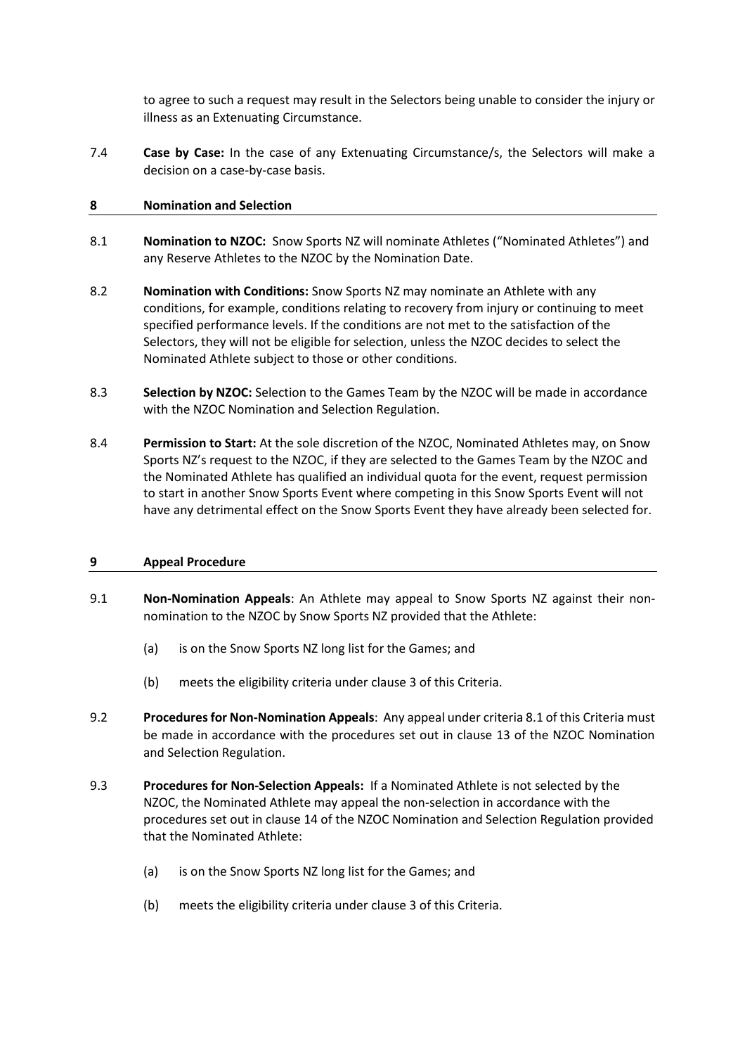to agree to such a request may result in the Selectors being unable to consider the injury or illness as an Extenuating Circumstance.

7.4 **Case by Case:** In the case of any Extenuating Circumstance/s, the Selectors will make a decision on a case-by-case basis.

## 8 Nomination and Selection

8.1 **Nomination to NZOC:** Snow Sports NZ will nominate Athletes ("Nominated Athletes") and any Reserve Athletes to the NZOC by the Nomination Date.

8.2 **Nomination with Conditions:** Snow Sports NZ may nominate an Athlete with any conditions, for example, conditions relating to recovery from injury or continuing to meet specified performance levels. If the conditions are not met to the satisfaction of the Selectors, they will not be eligible for selection, unless the NZOC decides to select the Nominated Athlete subject to those or other conditions.

8.3 **Selection by NZOC:** Selection to the Games Team by the NZOC will be made in accordance with the NZOC Nomination and Selection Regulation.

8.4 **Permission to Start:** At the sole discretion of the NZOC, Nominated Athletes may, on Snow Sports NZ's request to the NZOC, if they are selected to the Games Team by the NZOC and the Nominated Athlete has qualified an individual quota for the event, request permission to start in another Snow Sports Event where competing in this Snow Sports Event will not have any detrimental effect on the Snow Sports Event they have already been selected for.

## 9 Appeal Procedure

9.1 **Non-Nomination Appeals**: An Athlete may appeal to Snow Sports NZ against their non-nomination to the NZOC by Snow Sports NZ provided that the Athlete:

(a) is on the Snow Sports NZ long list for the Games; and

(b) meets the eligibility criteria under clause 3 of this Criteria.

9.2 **Procedures for Non-Nomination Appeals**: Any appeal under criteria 8.1 of this Criteria must be made in accordance with the procedures set out in clause 13 of the NZOC Nomination and Selection Regulation.

9.3 **Procedures for Non-Selection Appeals:** If a Nominated Athlete is not selected by the NZOC, the Nominated Athlete may appeal the non-selection in accordance with the procedures set out in clause 14 of the NZOC Nomination and Selection Regulation provided that the Nominated Athlete:

(a) is on the Snow Sports NZ long list for the Games; and

(b) meets the eligibility criteria under clause 3 of this Criteria.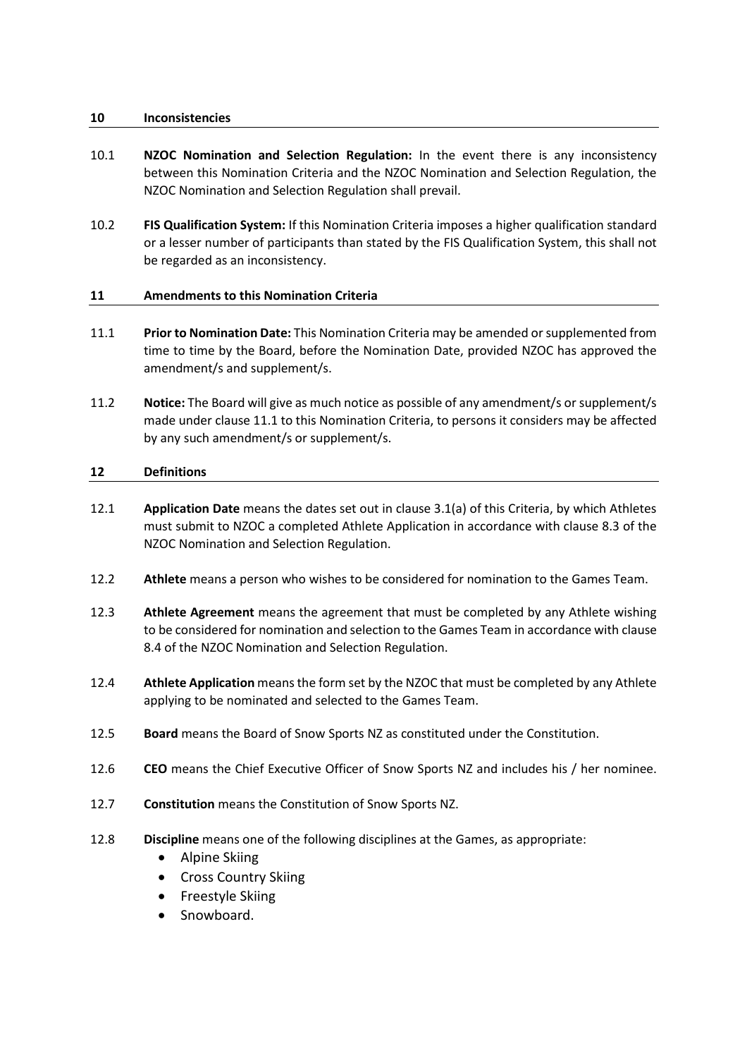## 10 Inconsistencies

10.1 **NZOC Nomination and Selection Regulation:** In the event there is any inconsistency between this Nomination Criteria and the NZOC Nomination and Selection Regulation, the NZOC Nomination and Selection Regulation shall prevail.

10.2 **FIS Qualification System:** If this Nomination Criteria imposes a higher qualification standard or a lesser number of participants than stated by the FIS Qualification System, this shall not be regarded as an inconsistency.

## 11 Amendments to this Nomination Criteria

11.1 **Prior to Nomination Date:** This Nomination Criteria may be amended or supplemented from time to time by the Board, before the Nomination Date, provided NZOC has approved the amendment/s and supplement/s.

11.2 **Notice:** The Board will give as much notice as possible of any amendment/s or supplement/s made under clause 11.1 to this Nomination Criteria, to persons it considers may be affected by any such amendment/s or supplement/s.

## 12 Definitions

12.1 **Application Date** means the dates set out in clause 3.1(a) of this Criteria, by which Athletes must submit to NZOC a completed Athlete Application in accordance with clause 8.3 of the NZOC Nomination and Selection Regulation.

12.2 **Athlete** means a person who wishes to be considered for nomination to the Games Team.

12.3 **Athlete Agreement** means the agreement that must be completed by any Athlete wishing to be considered for nomination and selection to the Games Team in accordance with clause 8.4 of the NZOC Nomination and Selection Regulation.

12.4 **Athlete Application** means the form set by the NZOC that must be completed by any Athlete applying to be nominated and selected to the Games Team.

12.5 **Board** means the Board of Snow Sports NZ as constituted under the Constitution.

12.6 **CEO** means the Chief Executive Officer of Snow Sports NZ and includes his / her nominee.

12.7 **Constitution** means the Constitution of Snow Sports NZ.

12.8 **Discipline** means one of the following disciplines at the Games, as appropriate:

- Alpine Skiing
- Cross Country Skiing
- Freestyle Skiing
- Snowboard.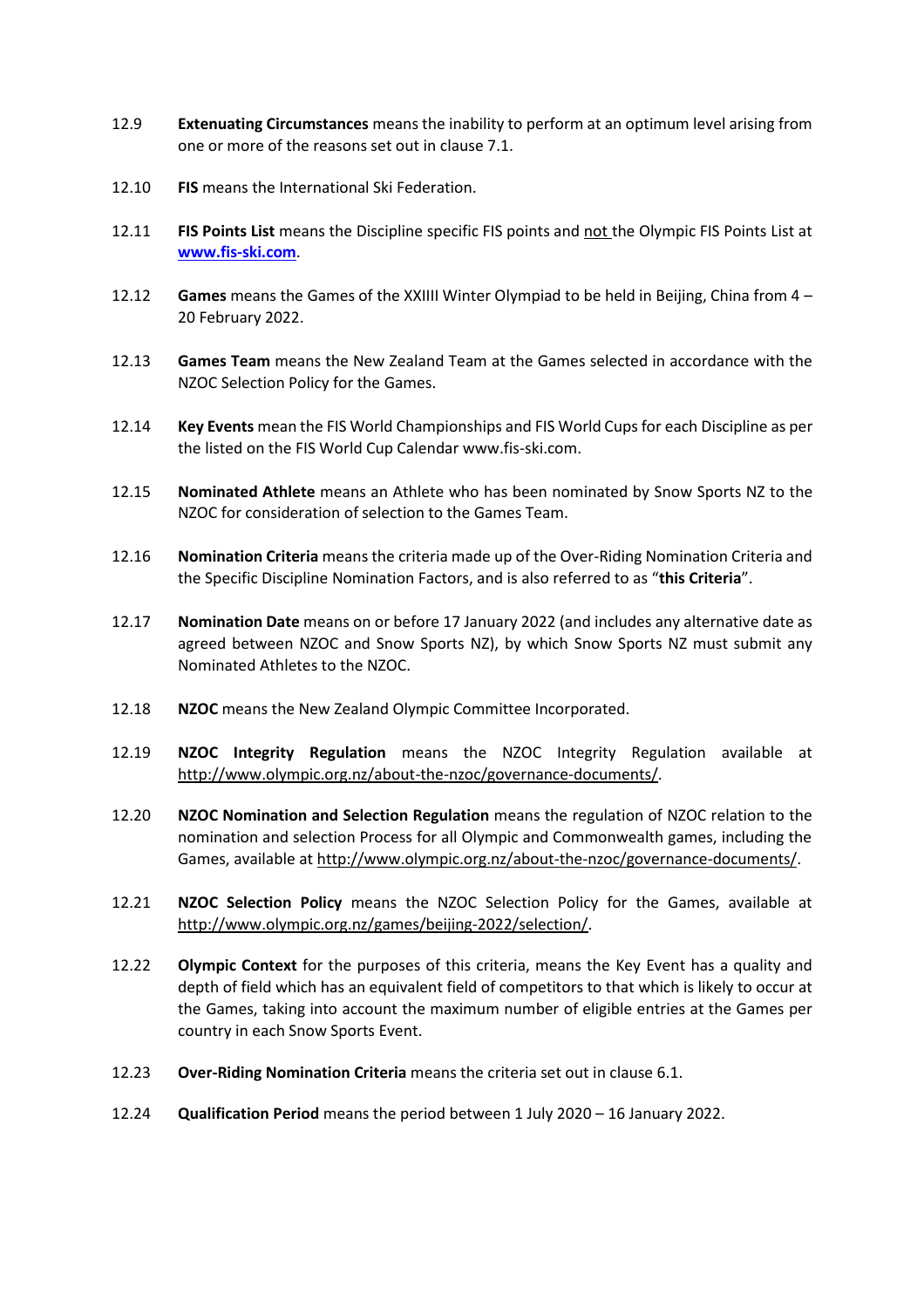12.9 **Extenuating Circumstances** means the inability to perform at an optimum level arising from one or more of the reasons set out in clause 7.1.

12.10 **FIS** means the International Ski Federation.

12.11 **FIS Points List** means the Discipline specific FIS points and not the Olympic FIS Points List at **www.fis-ski.com**.

12.12 **Games** means the Games of the XXIIII Winter Olympiad to be held in Beijing, China from 4 – 20 February 2022.

12.13 **Games Team** means the New Zealand Team at the Games selected in accordance with the NZOC Selection Policy for the Games.

12.14 **Key Events** mean the FIS World Championships and FIS World Cups for each Discipline as per the listed on the FIS World Cup Calendar www.fis-ski.com.

12.15 **Nominated Athlete** means an Athlete who has been nominated by Snow Sports NZ to the NZOC for consideration of selection to the Games Team.

12.16 **Nomination Criteria** means the criteria made up of the Over-Riding Nomination Criteria and the Specific Discipline Nomination Factors, and is also referred to as "**this Criteria**".

12.17 **Nomination Date** means on or before 17 January 2022 (and includes any alternative date as agreed between NZOC and Snow Sports NZ), by which Snow Sports NZ must submit any Nominated Athletes to the NZOC.

12.18 **NZOC** means the New Zealand Olympic Committee Incorporated.

12.19 **NZOC Integrity Regulation** means the NZOC Integrity Regulation available at http://www.olympic.org.nz/about-the-nzoc/governance-documents/.

12.20 **NZOC Nomination and Selection Regulation** means the regulation of NZOC relation to the nomination and selection Process for all Olympic and Commonwealth games, including the Games, available at http://www.olympic.org.nz/about-the-nzoc/governance-documents/.

12.21 **NZOC Selection Policy** means the NZOC Selection Policy for the Games, available at http://www.olympic.org.nz/games/beijing-2022/selection/.

12.22 **Olympic Context** for the purposes of this criteria, means the Key Event has a quality and depth of field which has an equivalent field of competitors to that which is likely to occur at the Games, taking into account the maximum number of eligible entries at the Games per country in each Snow Sports Event.

12.23 **Over-Riding Nomination Criteria** means the criteria set out in clause 6.1.

12.24 **Qualification Period** means the period between 1 July 2020 – 16 January 2022.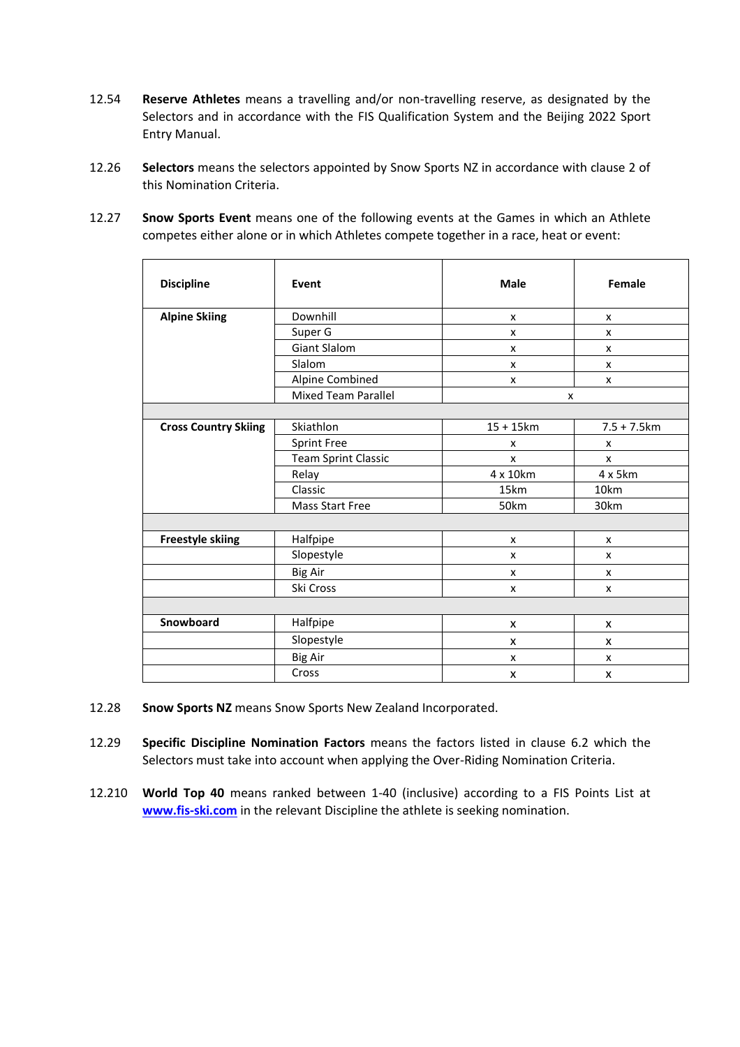12.54 **Reserve Athletes** means a travelling and/or non-travelling reserve, as designated by the Selectors and in accordance with the FIS Qualification System and the Beijing 2022 Sport Entry Manual.

12.26 **Selectors** means the selectors appointed by Snow Sports NZ in accordance with clause 2 of this Nomination Criteria.

12.27 **Snow Sports Event** means one of the following events at the Games in which an Athlete competes either alone or in which Athletes compete together in a race, heat or event:

| **Discipline** | **Event** | **Male** | **Female** |
|---|---|---|---|
| **Alpine Skiing** | Downhill | x | x |
| | Super G | x | x |
| | Giant Slalom | x | x |
| | Slalom | x | x |
| | Alpine Combined | x | x |
| | Mixed Team Parallel | x | |
| | | | |
| **Cross Country Skiing** | Skiathlon | 15 + 15km | 7.5 + 7.5km |
| | Sprint Free | x | x |
| | Team Sprint Classic | x | x |
| | Relay | 4 x 10km | 4 x 5km |
| | Classic | 15km | 10km |
| | Mass Start Free | 50km | 30km |
| | | | |
| **Freestyle skiing** | Halfpipe | x | x |
| | Slopestyle | x | x |
| | Big Air | x | x |
| | Ski Cross | x | x |
| | | | |
| **Snowboard** | Halfpipe | x | x |
| | Slopestyle | x | x |
| | Big Air | x | x |
| | Cross | x | x |

12.28 **Snow Sports NZ** means Snow Sports New Zealand Incorporated.

12.29 **Specific Discipline Nomination Factors** means the factors listed in clause 6.2 which the Selectors must take into account when applying the Over-Riding Nomination Criteria.

12.210 **World Top 40** means ranked between 1-40 (inclusive) according to a FIS Points List at [www.fis-ski.com](http://www.fis-ski.com) in the relevant Discipline the athlete is seeking nomination.